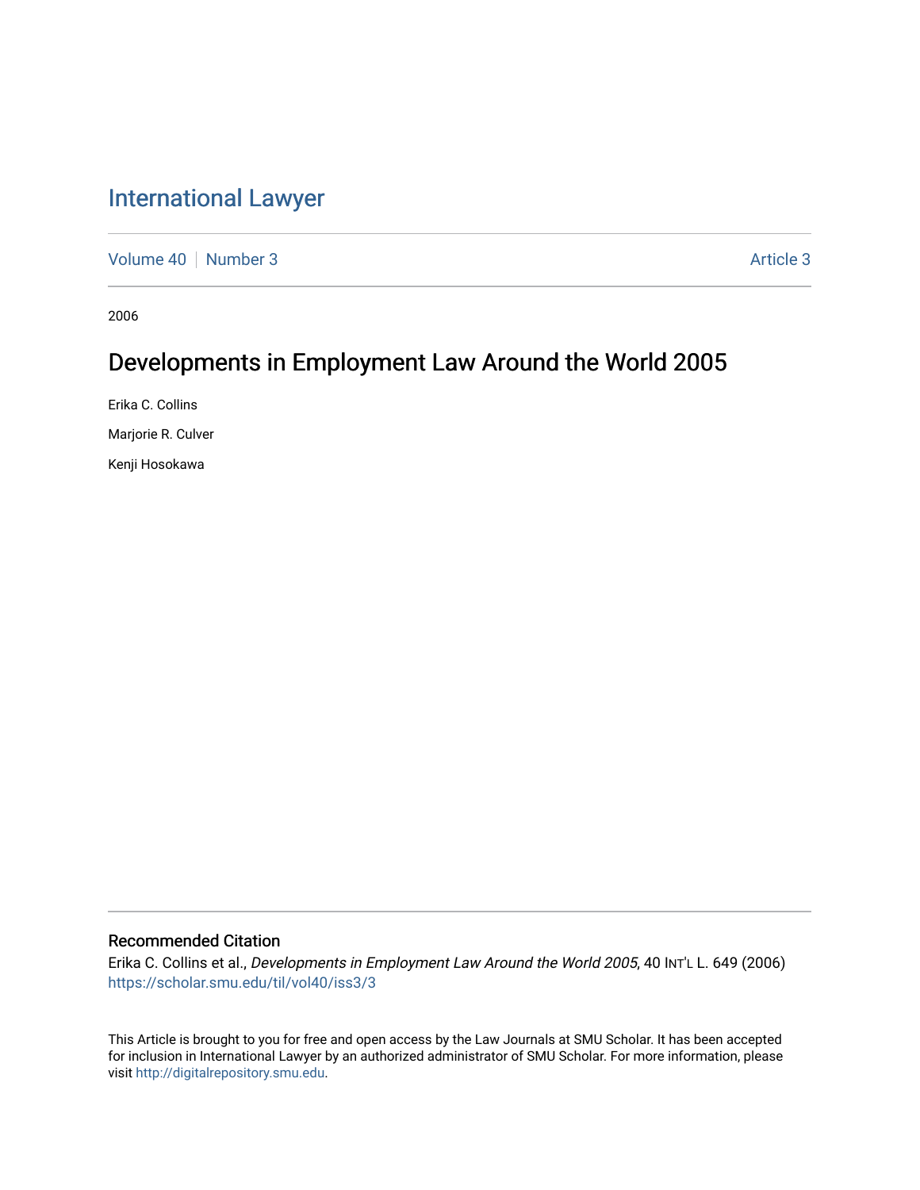# International Lawyer

Volume 40 | Number 3 | Article 3

2006

## Developments in Employment Law Around the World 2005

Erika C. Collins

Marjorie R. Culver

Kenji Hosokawa

### Recommended Citation

Erika C. Collins et al., *Developments in Employment Law Around the World 2005*, 40 INT'L L. 649 (2006)
https://scholar.smu.edu/til/vol40/iss3/3

This Article is brought to you for free and open access by the Law Journals at SMU Scholar. It has been accepted for inclusion in International Lawyer by an authorized administrator of SMU Scholar. For more information, please visit http://digitalrepository.smu.edu.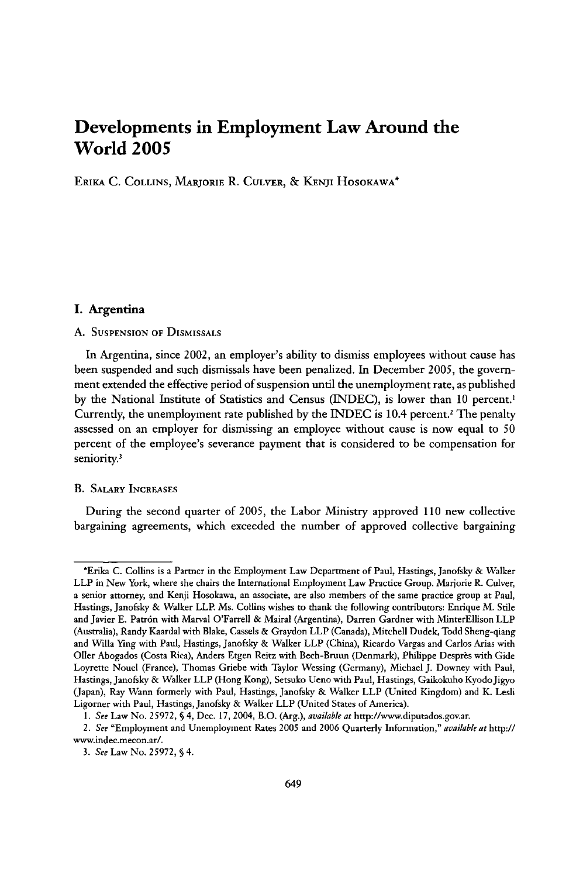# Developments in Employment Law Around the World 2005

Erika C. Collins, Marjorie R. Culver, & Kenji Hosokawa*

## I. Argentina

### A. Suspension of Dismissals

In Argentina, since 2002, an employer's ability to dismiss employees without cause has been suspended and such dismissals have been penalized. In December 2005, the government extended the effective period of suspension until the unemployment rate, as published by the National Institute of Statistics and Census (INDEC), is lower than 10 percent.[1] Currently, the unemployment rate published by the INDEC is 10.4 percent.[2] The penalty assessed on an employer for dismissing an employee without cause is now equal to 50 percent of the employee's severance payment that is considered to be compensation for seniority.[3]

### B. Salary Increases

During the second quarter of 2005, the Labor Ministry approved 110 new collective bargaining agreements, which exceeded the number of approved collective bargaining

---

*Erika C. Collins is a Partner in the Employment Law Department of Paul, Hastings, Janofsky & Walker LLP in New York, where she chairs the International Employment Law Practice Group. Marjorie R. Culver, a senior attorney, and Kenji Hosokawa, an associate, are also members of the same practice group at Paul, Hastings, Janofsky & Walker LLP. Ms. Collins wishes to thank the following contributors: Enrique M. Stile and Javier E. Patrón with Marval O'Farrell & Mairal (Argentina), Darren Gardner with MinterEllison LLP (Australia), Randy Kaardal with Blake, Cassels & Graydon LLP (Canada), Mitchell Dudek, Todd Sheng-qiang and Willa Ying with Paul, Hastings, Janofsky & Walker LLP (China), Ricardo Vargas and Carlos Arias with Oller Abogados (Costa Rica), Anders Etgen Reitz with Bech-Bruun (Denmark), Philippe Desprès with Gide Loyrette Nouel (France), Thomas Griebe with Taylor Wessing (Germany), Michael J. Downey with Paul, Hastings, Janofsky & Walker LLP (Hong Kong), Setsuko Ueno with Paul, Hastings, Gaikokuho Kyodo Jigyo (Japan), Ray Wann formerly with Paul, Hastings, Janofsky & Walker LLP (United Kingdom) and K. Lesli Ligorner with Paul, Hastings, Janofsky & Walker LLP (United States of America).

1. *See* Law No. 25972, § 4, Dec. 17, 2004, B.O. (Arg.), *available at* http://www.diputados.gov.ar.

2. *See* "Employment and Unemployment Rates 2005 and 2006 Quarterly Information," *available at* http://www.indec.mecon.ar/.

3. *See* Law No. 25972, § 4.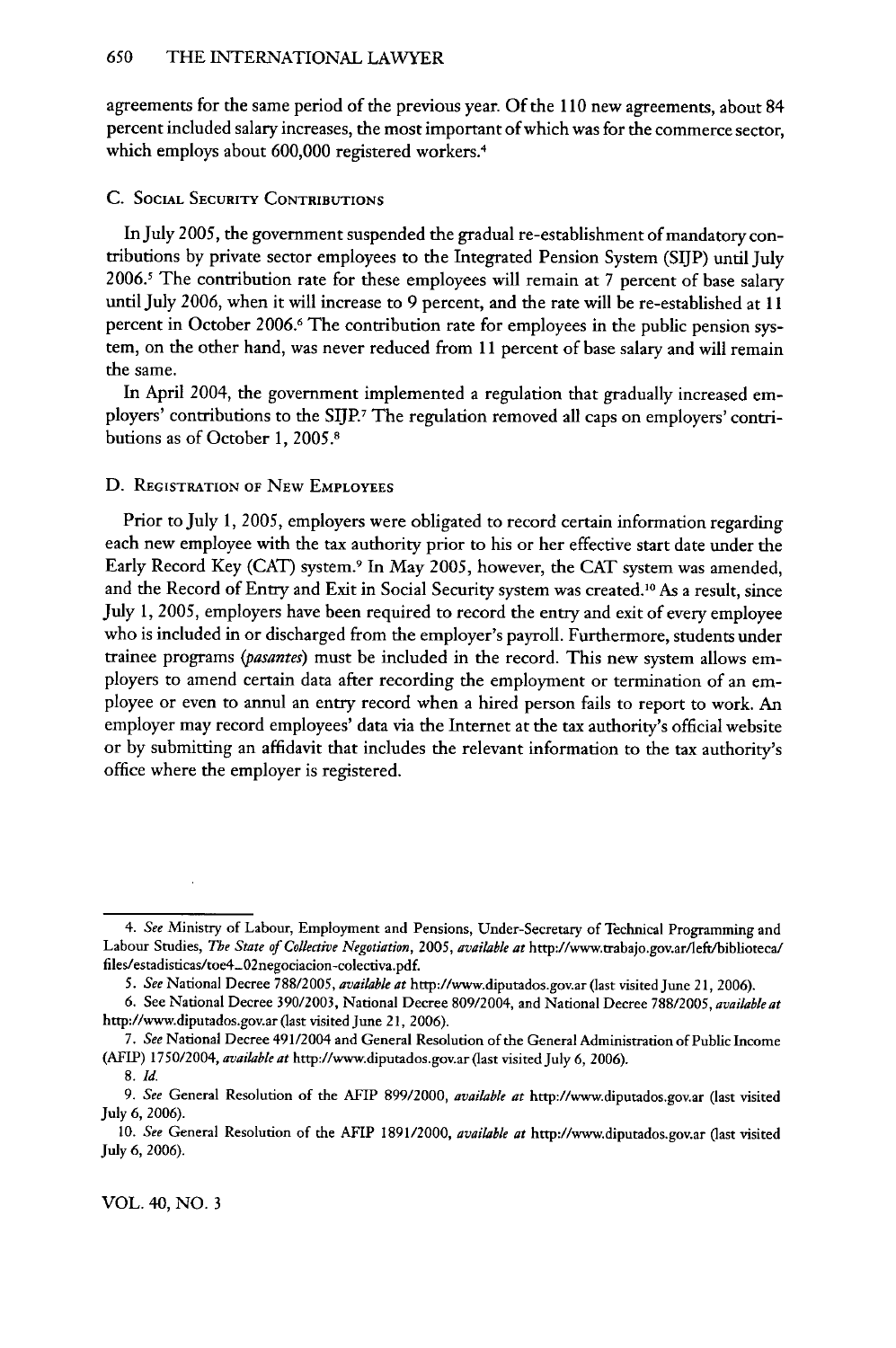agreements for the same period of the previous year. Of the 110 new agreements, about 84 percent included salary increases, the most important of which was for the commerce sector, which employs about 600,000 registered workers.[4]

### C. Social Security Contributions

In July 2005, the government suspended the gradual re-establishment of mandatory contributions by private sector employees to the Integrated Pension System (SIJP) until July 2006.[5] The contribution rate for these employees will remain at 7 percent of base salary until July 2006, when it will increase to 9 percent, and the rate will be re-established at 11 percent in October 2006.[6] The contribution rate for employees in the public pension system, on the other hand, was never reduced from 11 percent of base salary and will remain the same.

In April 2004, the government implemented a regulation that gradually increased employers' contributions to the SIJP.[7] The regulation removed all caps on employers' contributions as of October 1, 2005.[8]

### D. Registration of New Employees

Prior to July 1, 2005, employers were obligated to record certain information regarding each new employee with the tax authority prior to his or her effective start date under the Early Record Key (CAT) system.[9] In May 2005, however, the CAT system was amended, and the Record of Entry and Exit in Social Security system was created.[10] As a result, since July 1, 2005, employers have been required to record the entry and exit of every employee who is included in or discharged from the employer's payroll. Furthermore, students under trainee programs (*pasantes*) must be included in the record. This new system allows employers to amend certain data after recording the employment or termination of an employee or even to annul an entry record when a hired person fails to report to work. An employer may record employees' data via the Internet at the tax authority's official website or by submitting an affidavit that includes the relevant information to the tax authority's office where the employer is registered.

---

4. *See* Ministry of Labour, Employment and Pensions, Under-Secretary of Technical Programming and Labour Studies, *The State of Collective Negotiation*, 2005, *available at* http://www.trabajo.gov.ar/left/biblioteca/files/estadisticas/toe4_02negociacion-colectiva.pdf.

5. *See* National Decree 788/2005, *available at* http://www.diputados.gov.ar (last visited June 21, 2006).

6. See National Decree 390/2003, National Decree 809/2004, and National Decree 788/2005, *available at* http://www.diputados.gov.ar (last visited June 21, 2006).

7. *See* National Decree 491/2004 and General Resolution of the General Administration of Public Income (AFIP) 1750/2004, *available at* http://www.diputados.gov.ar (last visited July 6, 2006).

8. *Id.*

9. *See* General Resolution of the AFIP 899/2000, *available at* http://www.diputados.gov.ar (last visited July 6, 2006).

10. *See* General Resolution of the AFIP 1891/2000, *available at* http://www.diputados.gov.ar (last visited July 6, 2006).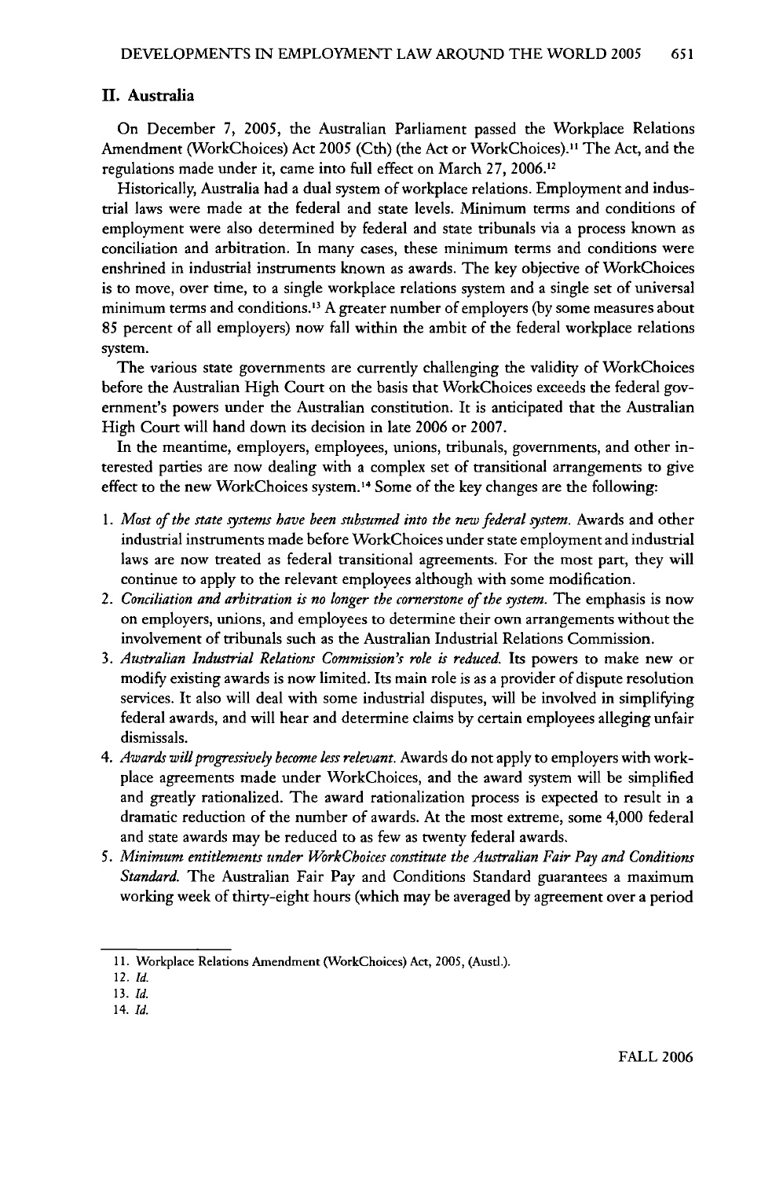## II. Australia

On December 7, 2005, the Australian Parliament passed the Workplace Relations Amendment (WorkChoices) Act 2005 (Cth) (the Act or WorkChoices).[11] The Act, and the regulations made under it, came into full effect on March 27, 2006.[12]

Historically, Australia had a dual system of workplace relations. Employment and industrial laws were made at the federal and state levels. Minimum terms and conditions of employment were also determined by federal and state tribunals via a process known as conciliation and arbitration. In many cases, these minimum terms and conditions were enshrined in industrial instruments known as awards. The key objective of WorkChoices is to move, over time, to a single workplace relations system and a single set of universal minimum terms and conditions.[13] A greater number of employers (by some measures about 85 percent of all employers) now fall within the ambit of the federal workplace relations system.

The various state governments are currently challenging the validity of WorkChoices before the Australian High Court on the basis that WorkChoices exceeds the federal government's powers under the Australian constitution. It is anticipated that the Australian High Court will hand down its decision in late 2006 or 2007.

In the meantime, employers, employees, unions, tribunals, governments, and other interested parties are now dealing with a complex set of transitional arrangements to give effect to the new WorkChoices system.[14] Some of the key changes are the following:

1. *Most of the state systems have been subsumed into the new federal system.* Awards and other industrial instruments made before WorkChoices under state employment and industrial laws are now treated as federal transitional agreements. For the most part, they will continue to apply to the relevant employees although with some modification.
2. *Conciliation and arbitration is no longer the cornerstone of the system.* The emphasis is now on employers, unions, and employees to determine their own arrangements without the involvement of tribunals such as the Australian Industrial Relations Commission.
3. *Australian Industrial Relations Commission's role is reduced.* Its powers to make new or modify existing awards is now limited. Its main role is as a provider of dispute resolution services. It also will deal with some industrial disputes, will be involved in simplifying federal awards, and will hear and determine claims by certain employees alleging unfair dismissals.
4. *Awards will progressively become less relevant.* Awards do not apply to employers with workplace agreements made under WorkChoices, and the award system will be simplified and greatly rationalized. The award rationalization process is expected to result in a dramatic reduction of the number of awards. At the most extreme, some 4,000 federal and state awards may be reduced to as few as twenty federal awards.
5. *Minimum entitlements under WorkChoices constitute the Australian Fair Pay and Conditions Standard.* The Australian Fair Pay and Conditions Standard guarantees a maximum working week of thirty-eight hours (which may be averaged by agreement over a period

---

11. Workplace Relations Amendment (WorkChoices) Act, 2005, (Austl.).
12. *Id.*
13. *Id.*
14. *Id.*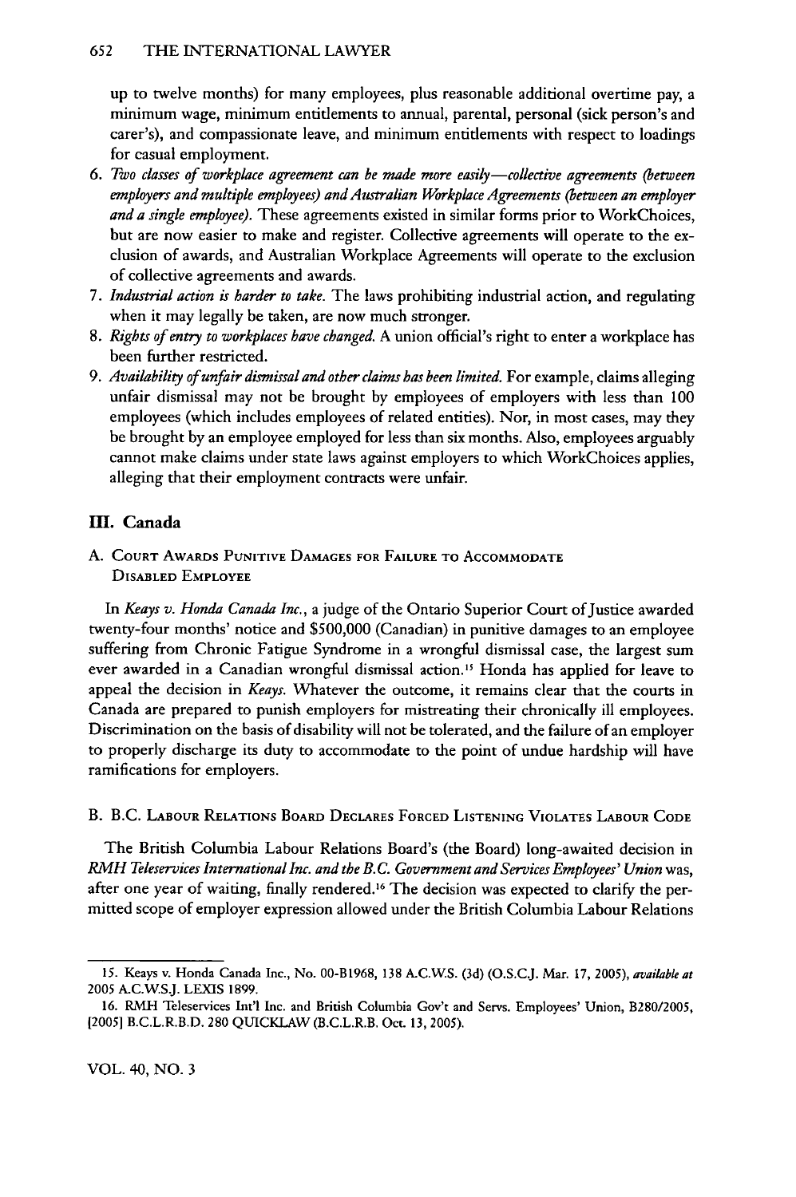up to twelve months) for many employees, plus reasonable additional overtime pay, a minimum wage, minimum entitlements to annual, parental, personal (sick person's and carer's), and compassionate leave, and minimum entitlements with respect to loadings for casual employment.

6. *Two classes of workplace agreement can be made more easily—collective agreements (between employers and multiple employees) and Australian Workplace Agreements (between an employer and a single employee).* These agreements existed in similar forms prior to WorkChoices, but are now easier to make and register. Collective agreements will operate to the exclusion of awards, and Australian Workplace Agreements will operate to the exclusion of collective agreements and awards.
7. *Industrial action is harder to take.* The laws prohibiting industrial action, and regulating when it may legally be taken, are now much stronger.
8. *Rights of entry to workplaces have changed.* A union official's right to enter a workplace has been further restricted.
9. *Availability of unfair dismissal and other claims has been limited.* For example, claims alleging unfair dismissal may not be brought by employees of employers with less than 100 employees (which includes employees of related entities). Nor, in most cases, may they be brought by an employee employed for less than six months. Also, employees arguably cannot make claims under state laws against employers to which WorkChoices applies, alleging that their employment contracts were unfair.

## III. Canada

### A. Court Awards Punitive Damages for Failure to Accommodate Disabled Employee

In *Keays v. Honda Canada Inc.*, a judge of the Ontario Superior Court of Justice awarded twenty-four months' notice and $500,000 (Canadian) in punitive damages to an employee suffering from Chronic Fatigue Syndrome in a wrongful dismissal case, the largest sum ever awarded in a Canadian wrongful dismissal action.[15] Honda has applied for leave to appeal the decision in *Keays*. Whatever the outcome, it remains clear that the courts in Canada are prepared to punish employers for mistreating their chronically ill employees. Discrimination on the basis of disability will not be tolerated, and the failure of an employer to properly discharge its duty to accommodate to the point of undue hardship will have ramifications for employers.

### B. B.C. Labour Relations Board Declares Forced Listening Violates Labour Code

The British Columbia Labour Relations Board's (the Board) long-awaited decision in *RMH Teleservices International Inc. and the B.C. Government and Services Employees' Union* was, after one year of waiting, finally rendered.[16] The decision was expected to clarify the permitted scope of employer expression allowed under the British Columbia Labour Relations

15. Keays v. Honda Canada Inc., No. 00-B1968, 138 A.C.W.S. (3d) (O.S.C.J. Mar. 17, 2005), *available at* 2005 A.C.W.S.J. LEXIS 1899.

16. RMH Teleservices Int'l Inc. and British Columbia Gov't and Servs. Employees' Union, B280/2005, [2005] B.C.L.R.B.D. 280 QUICKLAW (B.C.L.R.B. Oct. 13, 2005).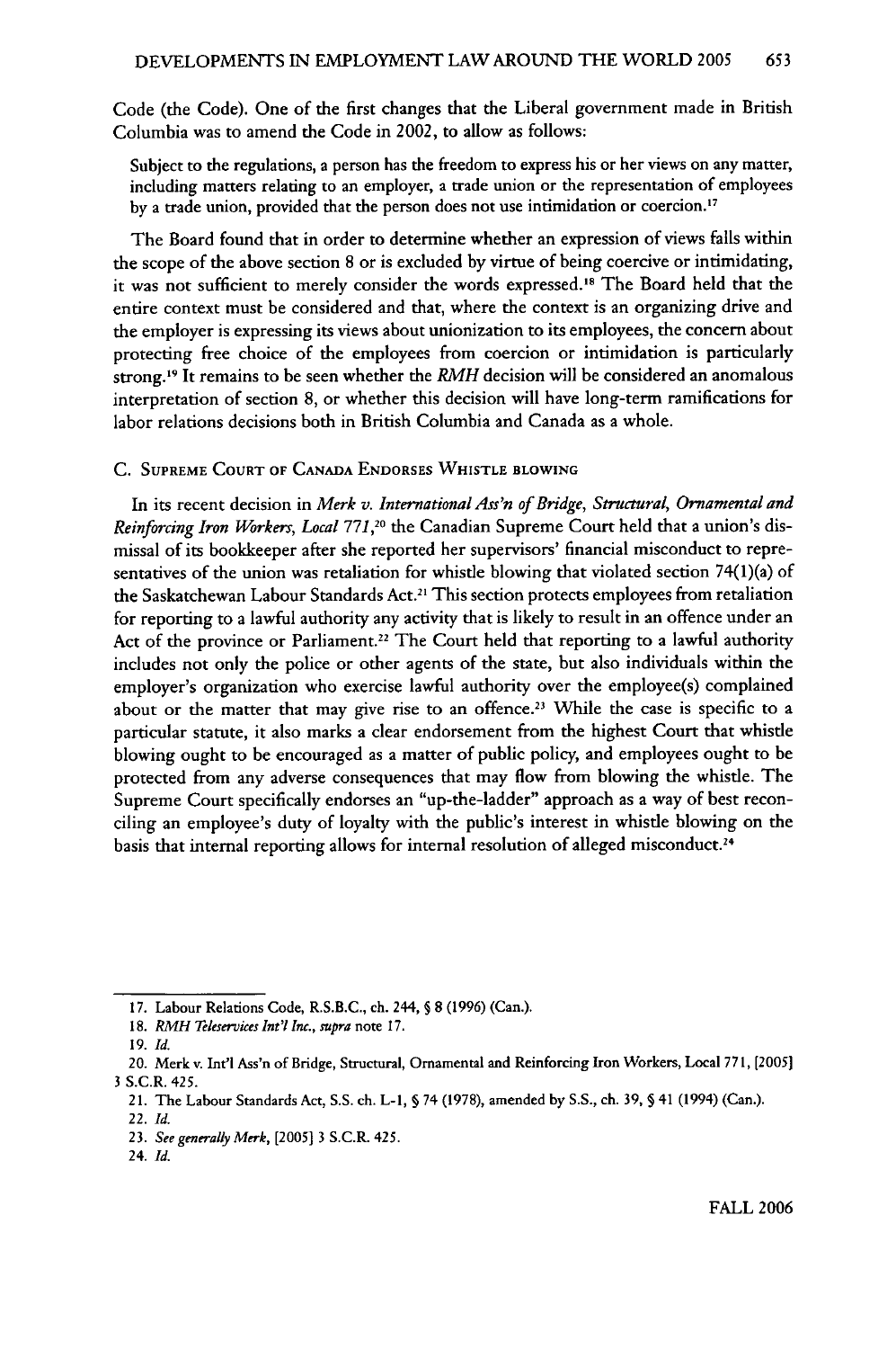Code (the Code). One of the first changes that the Liberal government made in British Columbia was to amend the Code in 2002, to allow as follows:

> Subject to the regulations, a person has the freedom to express his or her views on any matter, including matters relating to an employer, a trade union or the representation of employees by a trade union, provided that the person does not use intimidation or coercion.[17]

The Board found that in order to determine whether an expression of views falls within the scope of the above section 8 or is excluded by virtue of being coercive or intimidating, it was not sufficient to merely consider the words expressed.[18] The Board held that the entire context must be considered and that, where the context is an organizing drive and the employer is expressing its views about unionization to its employees, the concern about protecting free choice of the employees from coercion or intimidation is particularly strong.[19] It remains to be seen whether the *RMH* decision will be considered an anomalous interpretation of section 8, or whether this decision will have long-term ramifications for labor relations decisions both in British Columbia and Canada as a whole.

### C. Supreme Court of Canada Endorses Whistle Blowing

In its recent decision in *Merk v. International Ass'n of Bridge, Structural, Ornamental and Reinforcing Iron Workers, Local 771*,[20] the Canadian Supreme Court held that a union's dismissal of its bookkeeper after she reported her supervisors' financial misconduct to representatives of the union was retaliation for whistle blowing that violated section 74(1)(a) of the Saskatchewan Labour Standards Act.[21] This section protects employees from retaliation for reporting to a lawful authority any activity that is likely to result in an offence under an Act of the province or Parliament.[22] The Court held that reporting to a lawful authority includes not only the police or other agents of the state, but also individuals within the employer's organization who exercise lawful authority over the employee(s) complained about or the matter that may give rise to an offence.[23] While the case is specific to a particular statute, it also marks a clear endorsement from the highest Court that whistle blowing ought to be encouraged as a matter of public policy, and employees ought to be protected from any adverse consequences that may flow from blowing the whistle. The Supreme Court specifically endorses an "up-the-ladder" approach as a way of best reconciling an employee's duty of loyalty with the public's interest in whistle blowing on the basis that internal reporting allows for internal resolution of alleged misconduct.[24]

---

17. Labour Relations Code, R.S.B.C., ch. 244, § 8 (1996) (Can.).
18. *RMH Teleservices Int'l Inc.*, *supra* note 17.
19. *Id.*
20. Merk v. Int'l Ass'n of Bridge, Structural, Ornamental and Reinforcing Iron Workers, Local 771, [2005] 3 S.C.R. 425.
21. The Labour Standards Act, S.S. ch. L-1, § 74 (1978), amended by S.S., ch. 39, § 41 (1994) (Can.).
22. *Id.*
23. *See generally Merk*, [2005] 3 S.C.R. 425.
24. *Id.*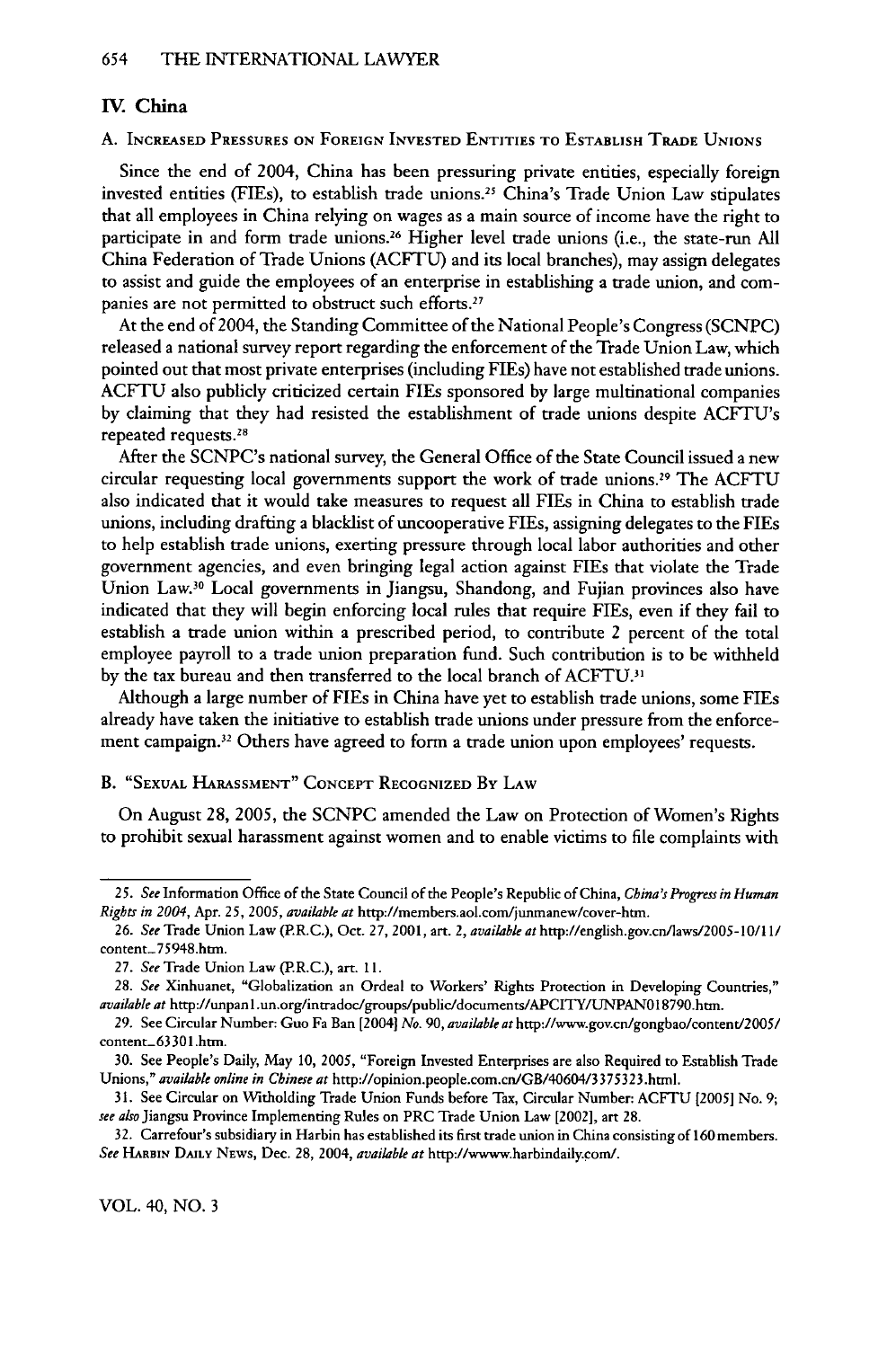## IV. China

### A. Increased Pressures on Foreign Invested Entities to Establish Trade Unions

Since the end of 2004, China has been pressuring private entities, especially foreign invested entities (FIEs), to establish trade unions.[25] China's Trade Union Law stipulates that all employees in China relying on wages as a main source of income have the right to participate in and form trade unions.[26] Higher level trade unions (i.e., the state-run All China Federation of Trade Unions (ACFTU) and its local branches), may assign delegates to assist and guide the employees of an enterprise in establishing a trade union, and companies are not permitted to obstruct such efforts.[27]

At the end of 2004, the Standing Committee of the National People's Congress (SCNPC) released a national survey report regarding the enforcement of the Trade Union Law, which pointed out that most private enterprises (including FIEs) have not established trade unions. ACFTU also publicly criticized certain FIEs sponsored by large multinational companies by claiming that they had resisted the establishment of trade unions despite ACFTU's repeated requests.[28]

After the SCNPC's national survey, the General Office of the State Council issued a new circular requesting local governments support the work of trade unions.[29] The ACFTU also indicated that it would take measures to request all FIEs in China to establish trade unions, including drafting a blacklist of uncooperative FIEs, assigning delegates to the FIEs to help establish trade unions, exerting pressure through local labor authorities and other government agencies, and even bringing legal action against FIEs that violate the Trade Union Law.[30] Local governments in Jiangsu, Shandong, and Fujian provinces also have indicated that they will begin enforcing local rules that require FIEs, even if they fail to establish a trade union within a prescribed period, to contribute 2 percent of the total employee payroll to a trade union preparation fund. Such contribution is to be withheld by the tax bureau and then transferred to the local branch of ACFTU.[31]

Although a large number of FIEs in China have yet to establish trade unions, some FIEs already have taken the initiative to establish trade unions under pressure from the enforcement campaign.[32] Others have agreed to form a trade union upon employees' requests.

### B. "Sexual Harassment" Concept Recognized By Law

On August 28, 2005, the SCNPC amended the Law on Protection of Women's Rights to prohibit sexual harassment against women and to enable victims to file complaints with

---

25. *See* Information Office of the State Council of the People's Republic of China, *China's Progress in Human Rights in 2004*, Apr. 25, 2005, *available at* http://members.aol.com/junmanew/cover-htm.

26. *See* Trade Union Law (P.R.C.), Oct. 27, 2001, art. 2, *available at* http://english.gov.cn/laws/2005-10/11/content_75948.htm.

27. *See* Trade Union Law (P.R.C.), art. 11.

28. *See* Xinhuanet, "Globalization an Ordeal to Workers' Rights Protection in Developing Countries," *available at* http://unpan1.un.org/intradoc/groups/public/documents/APCITY/UNPAN018790.htm.

29. See Circular Number: Guo Fa Ban [2004] *No.* 90, *available at* http://www.gov.cn/gongbao/content/2005/content_63301.htm.

30. See People's Daily, May 10, 2005, "Foreign Invested Enterprises are also Required to Establish Trade Unions," *available online in Chinese at* http://opinion.people.com.cn/GB/40604/3375323.html.

31. See Circular on Withholding Trade Union Funds before Tax, Circular Number: ACFTU [2005] No. 9; *see also* Jiangsu Province Implementing Rules on PRC Trade Union Law [2002], art 28.

32. Carrefour's subsidiary in Harbin has established its first trade union in China consisting of 160 members. *See* Harbin Daily News, Dec. 28, 2004, *available at* http://wwww.harbindaily.com/.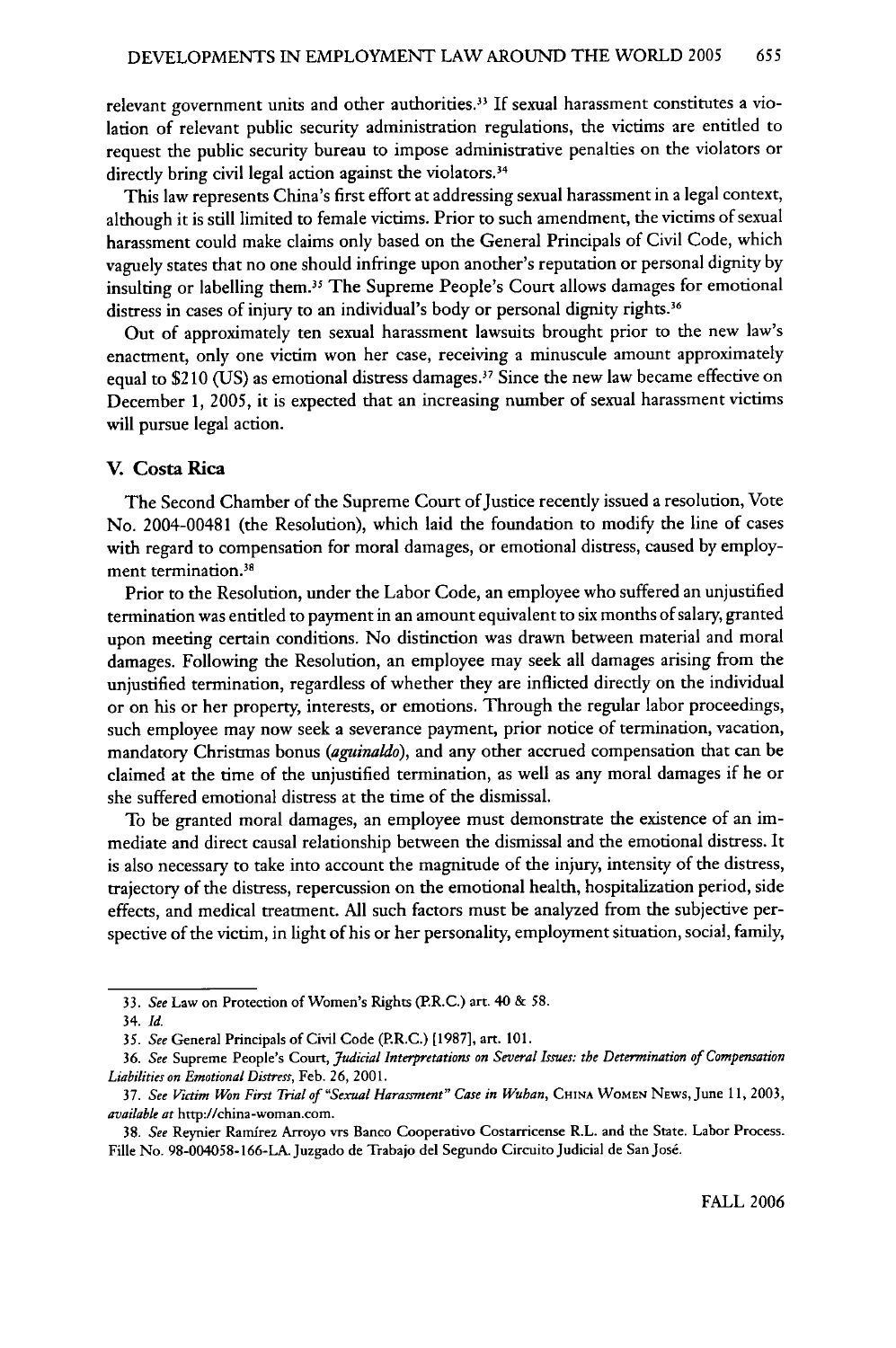relevant government units and other authorities.[33] If sexual harassment constitutes a violation of relevant public security administration regulations, the victims are entitled to request the public security bureau to impose administrative penalties on the violators or directly bring civil legal action against the violators.[34]

This law represents China's first effort at addressing sexual harassment in a legal context, although it is still limited to female victims. Prior to such amendment, the victims of sexual harassment could make claims only based on the General Principals of Civil Code, which vaguely states that no one should infringe upon another's reputation or personal dignity by insulting or labelling them.[35] The Supreme People's Court allows damages for emotional distress in cases of injury to an individual's body or personal dignity rights.[36]

Out of approximately ten sexual harassment lawsuits brought prior to the new law's enactment, only one victim won her case, receiving a minuscule amount approximately equal to $210 (US) as emotional distress damages.[37] Since the new law became effective on December 1, 2005, it is expected that an increasing number of sexual harassment victims will pursue legal action.

## V. Costa Rica

The Second Chamber of the Supreme Court of Justice recently issued a resolution, Vote No. 2004-00481 (the Resolution), which laid the foundation to modify the line of cases with regard to compensation for moral damages, or emotional distress, caused by employment termination.[38]

Prior to the Resolution, under the Labor Code, an employee who suffered an unjustified termination was entitled to payment in an amount equivalent to six months of salary, granted upon meeting certain conditions. No distinction was drawn between material and moral damages. Following the Resolution, an employee may seek all damages arising from the unjustified termination, regardless of whether they are inflicted directly on the individual or on his or her property, interests, or emotions. Through the regular labor proceedings, such employee may now seek a severance payment, prior notice of termination, vacation, mandatory Christmas bonus (*aguinaldo*), and any other accrued compensation that can be claimed at the time of the unjustified termination, as well as any moral damages if he or she suffered emotional distress at the time of the dismissal.

To be granted moral damages, an employee must demonstrate the existence of an immediate and direct causal relationship between the dismissal and the emotional distress. It is also necessary to take into account the magnitude of the injury, intensity of the distress, trajectory of the distress, repercussion on the emotional health, hospitalization period, side effects, and medical treatment. All such factors must be analyzed from the subjective perspective of the victim, in light of his or her personality, employment situation, social, family,

---

33. *See* Law on Protection of Women's Rights (P.R.C.) art. 40 & 58.

34. *Id.*

35. *See* General Principals of Civil Code (P.R.C.) [1987], art. 101.

36. *See* Supreme People's Court, *Judicial Interpretations on Several Issues: the Determination of Compensation Liabilities on Emotional Distress*, Feb. 26, 2001.

37. *See Victim Won First Trial of "Sexual Harassment" Case in Wuhan*, CHINA WOMEN NEWS, June 11, 2003, *available at* http://china-woman.com.

38. *See* Reynier Ramírez Arroyo vrs Banco Cooperativo Costarricense R.L. and the State. Labor Process. Fille No. 98-004058-166-LA. Juzgado de Trabajo del Segundo Circuito Judicial de San José.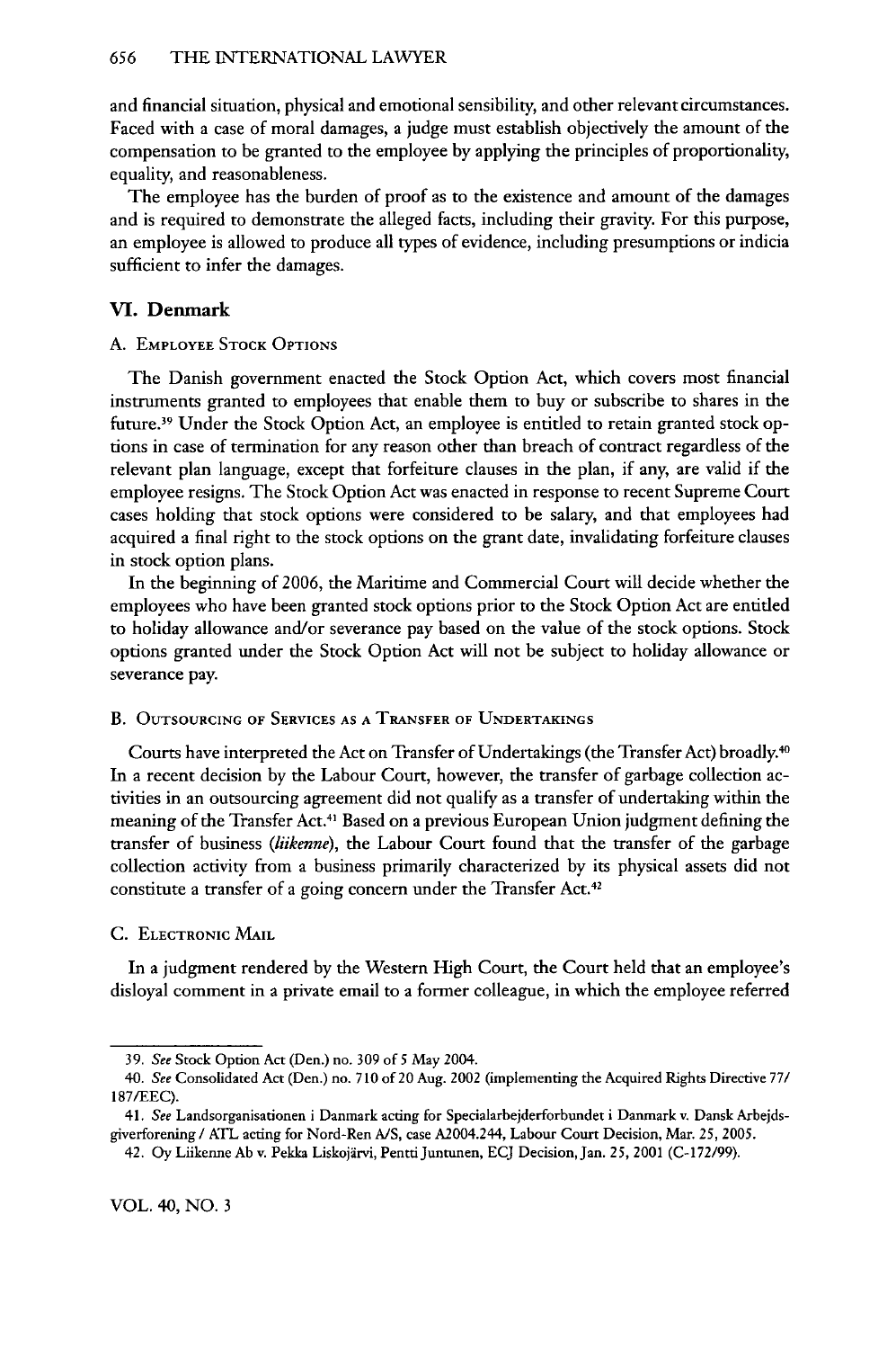and financial situation, physical and emotional sensibility, and other relevant circumstances. Faced with a case of moral damages, a judge must establish objectively the amount of the compensation to be granted to the employee by applying the principles of proportionality, equality, and reasonableness.

The employee has the burden of proof as to the existence and amount of the damages and is required to demonstrate the alleged facts, including their gravity. For this purpose, an employee is allowed to produce all types of evidence, including presumptions or indicia sufficient to infer the damages.

## VI. Denmark

### A. Employee Stock Options

The Danish government enacted the Stock Option Act, which covers most financial instruments granted to employees that enable them to buy or subscribe to shares in the future.[39] Under the Stock Option Act, an employee is entitled to retain granted stock options in case of termination for any reason other than breach of contract regardless of the relevant plan language, except that forfeiture clauses in the plan, if any, are valid if the employee resigns. The Stock Option Act was enacted in response to recent Supreme Court cases holding that stock options were considered to be salary, and that employees had acquired a final right to the stock options on the grant date, invalidating forfeiture clauses in stock option plans.

In the beginning of 2006, the Maritime and Commercial Court will decide whether the employees who have been granted stock options prior to the Stock Option Act are entitled to holiday allowance and/or severance pay based on the value of the stock options. Stock options granted under the Stock Option Act will not be subject to holiday allowance or severance pay.

### B. Outsourcing of Services as a Transfer of Undertakings

Courts have interpreted the Act on Transfer of Undertakings (the Transfer Act) broadly.[40] In a recent decision by the Labour Court, however, the transfer of garbage collection activities in an outsourcing agreement did not qualify as a transfer of undertaking within the meaning of the Transfer Act.[41] Based on a previous European Union judgment defining the transfer of business (*liikenne*), the Labour Court found that the transfer of the garbage collection activity from a business primarily characterized by its physical assets did not constitute a transfer of a going concern under the Transfer Act.[42]

### C. Electronic Mail

In a judgment rendered by the Western High Court, the Court held that an employee's disloyal comment in a private email to a former colleague, in which the employee referred

---

39. *See* Stock Option Act (Den.) no. 309 of 5 May 2004.

40. *See* Consolidated Act (Den.) no. 710 of 20 Aug. 2002 (implementing the Acquired Rights Directive 77/187/EEC).

41. *See* Landsorganisationen i Danmark acting for Specialarbejderforbundet i Danmark v. Dansk Arbejdsgiverforening / ATL acting for Nord-Ren A/S, case A2004.244, Labour Court Decision, Mar. 25, 2005.

42. Oy Liikenne Ab v. Pekka Liskojärvi, Pentti Juntunen, ECJ Decision, Jan. 25, 2001 (C-172/99).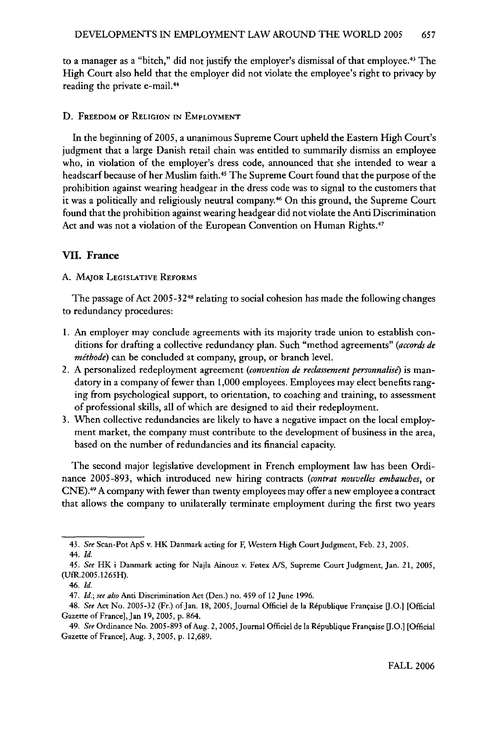to a manager as a "bitch," did not justify the employer's dismissal of that employee.[43] The High Court also held that the employer did not violate the employee's right to privacy by reading the private e-mail.[44]

### D. Freedom of Religion in Employment

In the beginning of 2005, a unanimous Supreme Court upheld the Eastern High Court's judgment that a large Danish retail chain was entitled to summarily dismiss an employee who, in violation of the employer's dress code, announced that she intended to wear a headscarf because of her Muslim faith.[45] The Supreme Court found that the purpose of the prohibition against wearing headgear in the dress code was to signal to the customers that it was a politically and religiously neutral company.[46] On this ground, the Supreme Court found that the prohibition against wearing headgear did not violate the Anti Discrimination Act and was not a violation of the European Convention on Human Rights.[47]

## VII. France

### A. Major Legislative Reforms

The passage of Act 2005-32[48] relating to social cohesion has made the following changes to redundancy procedures:

1. An employer may conclude agreements with its majority trade union to establish conditions for drafting a collective redundancy plan. Such "method agreements" (*accords de méthode*) can be concluded at company, group, or branch level.
2. A personalized redeployment agreement (*convention de reclassement personnalisé*) is mandatory in a company of fewer than 1,000 employees. Employees may elect benefits ranging from psychological support, to orientation, to coaching and training, to assessment of professional skills, all of which are designed to aid their redeployment.
3. When collective redundancies are likely to have a negative impact on the local employment market, the company must contribute to the development of business in the area, based on the number of redundancies and its financial capacity.

The second major legislative development in French employment law has been Ordinance 2005-893, which introduced new hiring contracts (*contrat nouvelles embauches*, or CNE).[49] A company with fewer than twenty employees may offer a new employee a contract that allows the company to unilaterally terminate employment during the first two years

---

43. *See* Scan-Pot ApS v. HK Danmark acting for F, Western High Court Judgment, Feb. 23, 2005.

44. *Id.*

45. *See* HK i Danmark acting for Najla Ainouz v. Føtex A/S, Supreme Court Judgment, Jan. 21, 2005, (UfR.2005.1265H).

46. *Id.*

47. *Id.*; *see also* Anti Discrimination Act (Den.) no. 459 of 12 June 1996.

48. *See* Act No. 2005-32 (Fr.) of Jan. 18, 2005, Journal Officiel de la République Française [J.O.] [Official Gazette of France], Jan 19, 2005, p. 864.

49. *See* Ordinance No. 2005-893 of Aug. 2, 2005, Journal Officiel de la République Française [J.O.] [Official Gazette of France], Aug. 3, 2005, p. 12,689.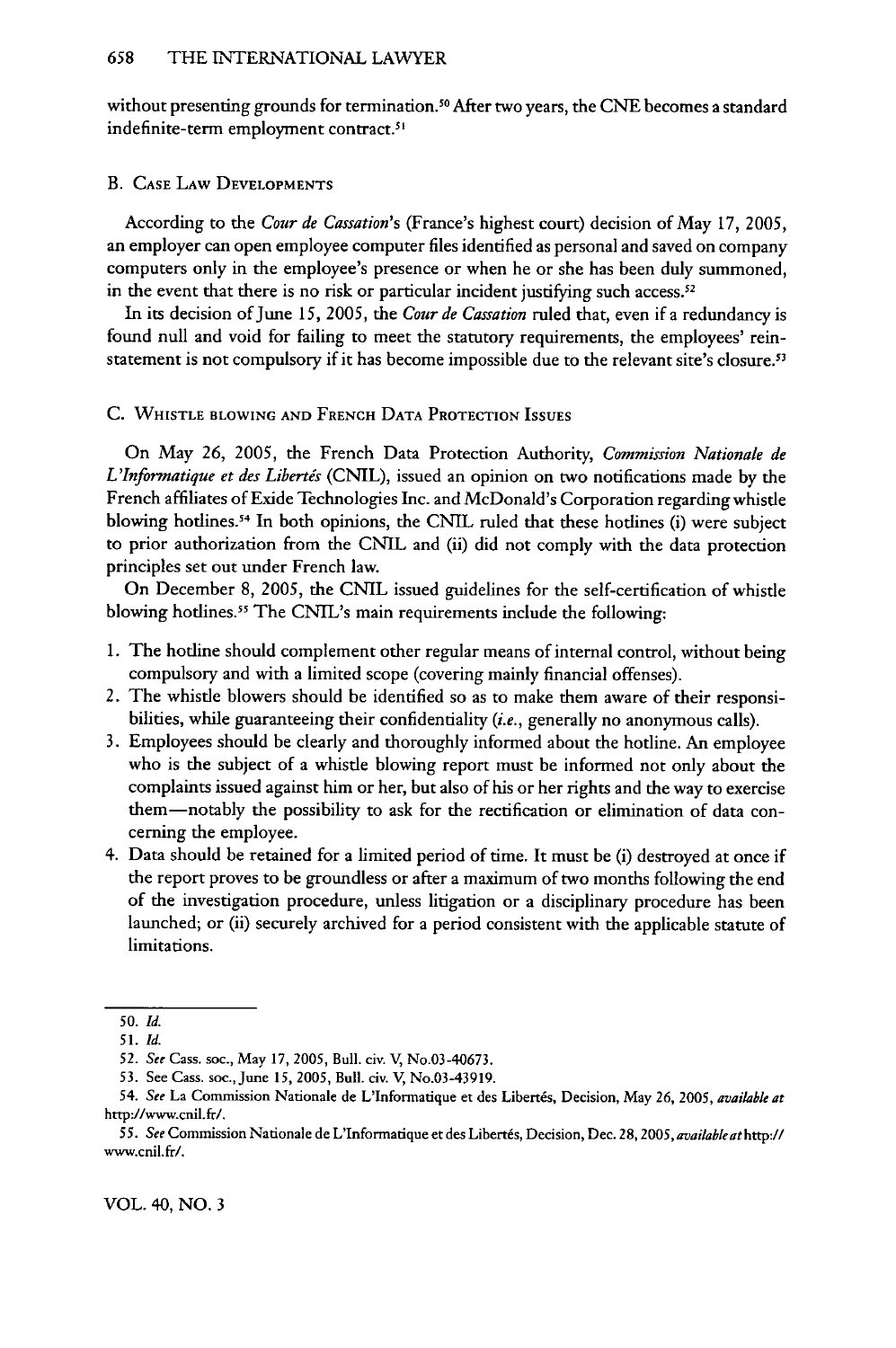without presenting grounds for termination.[50] After two years, the CNE becomes a standard indefinite-term employment contract.[51]

### B. Case Law Developments

According to the *Cour de Cassation*'s (France's highest court) decision of May 17, 2005, an employer can open employee computer files identified as personal and saved on company computers only in the employee's presence or when he or she has been duly summoned, in the event that there is no risk or particular incident justifying such access.[52]

In its decision of June 15, 2005, the *Cour de Cassation* ruled that, even if a redundancy is found null and void for failing to meet the statutory requirements, the employees' reinstatement is not compulsory if it has become impossible due to the relevant site's closure.[53]

### C. Whistle Blowing and French Data Protection Issues

On May 26, 2005, the French Data Protection Authority, *Commission Nationale de L'Informatique et des Libertés* (CNIL), issued an opinion on two notifications made by the French affiliates of Exide Technologies Inc. and McDonald's Corporation regarding whistle blowing hotlines.[54] In both opinions, the CNIL ruled that these hotlines (i) were subject to prior authorization from the CNIL and (ii) did not comply with the data protection principles set out under French law.

On December 8, 2005, the CNIL issued guidelines for the self-certification of whistle blowing hotlines.[55] The CNIL's main requirements include the following:

1. The hotline should complement other regular means of internal control, without being compulsory and with a limited scope (covering mainly financial offenses).
2. The whistle blowers should be identified so as to make them aware of their responsibilities, while guaranteeing their confidentiality (*i.e.*, generally no anonymous calls).
3. Employees should be clearly and thoroughly informed about the hotline. An employee who is the subject of a whistle blowing report must be informed not only about the complaints issued against him or her, but also of his or her rights and the way to exercise them—notably the possibility to ask for the rectification or elimination of data concerning the employee.
4. Data should be retained for a limited period of time. It must be (i) destroyed at once if the report proves to be groundless or after a maximum of two months following the end of the investigation procedure, unless litigation or a disciplinary procedure has been launched; or (ii) securely archived for a period consistent with the applicable statute of limitations.

---

50. *Id.*

51. *Id.*

52. *See* Cass. soc., May 17, 2005, Bull. civ. V, No.03-40673.

53. See Cass. soc., June 15, 2005, Bull. civ. V, No.03-43919.

54. *See* La Commission Nationale de L'Informatique et des Libertés, Decision, May 26, 2005, *available at* http://www.cnil.fr/.

55. *See* Commission Nationale de L'Informatique et des Libertés, Decision, Dec. 28, 2005, *available at* http://www.cnil.fr/.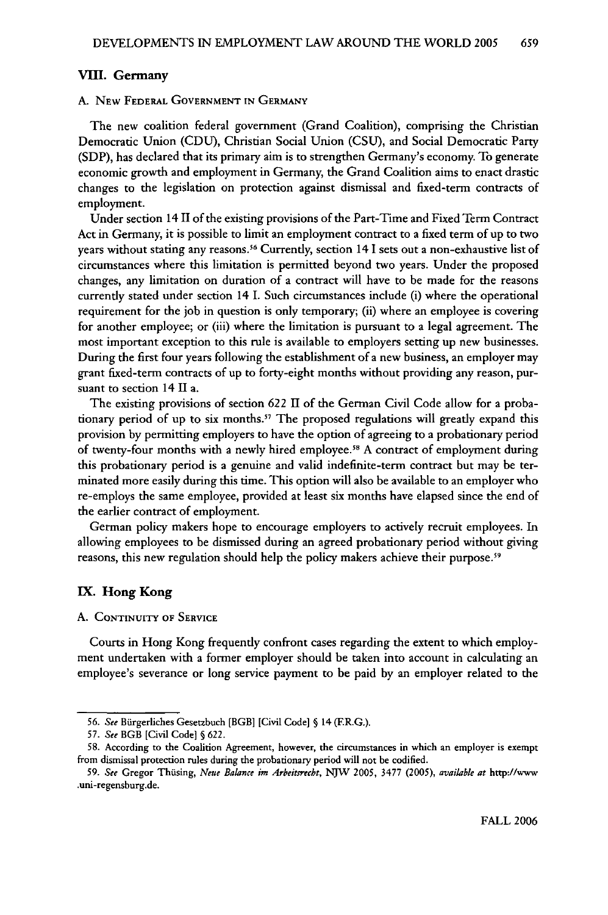## VIII. Germany

### A. New Federal Government in Germany

The new coalition federal government (Grand Coalition), comprising the Christian Democratic Union (CDU), Christian Social Union (CSU), and Social Democratic Party (SDP), has declared that its primary aim is to strengthen Germany's economy. To generate economic growth and employment in Germany, the Grand Coalition aims to enact drastic changes to the legislation on protection against dismissal and fixed-term contracts of employment.

Under section 14 II of the existing provisions of the Part-Time and Fixed Term Contract Act in Germany, it is possible to limit an employment contract to a fixed term of up to two years without stating any reasons.[56] Currently, section 14 I sets out a non-exhaustive list of circumstances where this limitation is permitted beyond two years. Under the proposed changes, any limitation on duration of a contract will have to be made for the reasons currently stated under section 14 I. Such circumstances include (i) where the operational requirement for the job in question is only temporary; (ii) where an employee is covering for another employee; or (iii) where the limitation is pursuant to a legal agreement. The most important exception to this rule is available to employers setting up new businesses. During the first four years following the establishment of a new business, an employer may grant fixed-term contracts of up to forty-eight months without providing any reason, pursuant to section 14 II a.

The existing provisions of section 622 II of the German Civil Code allow for a probationary period of up to six months.[57] The proposed regulations will greatly expand this provision by permitting employers to have the option of agreeing to a probationary period of twenty-four months with a newly hired employee.[58] A contract of employment during this probationary period is a genuine and valid indefinite-term contract but may be terminated more easily during this time. This option will also be available to an employer who re-employs the same employee, provided at least six months have elapsed since the end of the earlier contract of employment.

German policy makers hope to encourage employers to actively recruit employees. In allowing employees to be dismissed during an agreed probationary period without giving reasons, this new regulation should help the policy makers achieve their purpose.[59]

## IX. Hong Kong

### A. Continuity of Service

Courts in Hong Kong frequently confront cases regarding the extent to which employment undertaken with a former employer should be taken into account in calculating an employee's severance or long service payment to be paid by an employer related to the

---

56. *See* Bürgerliches Gesetzbuch [BGB] [Civil Code] § 14 (F.R.G.).

57. *See* BGB [Civil Code] § 622.

58. According to the Coalition Agreement, however, the circumstances in which an employer is exempt from dismissal protection rules during the probationary period will not be codified.

59. *See* Gregor Thüsing, *Neue Balance im Arbeitsrecht*, NJW 2005, 3477 (2005), *available at* http://www.uni-regensburg.de.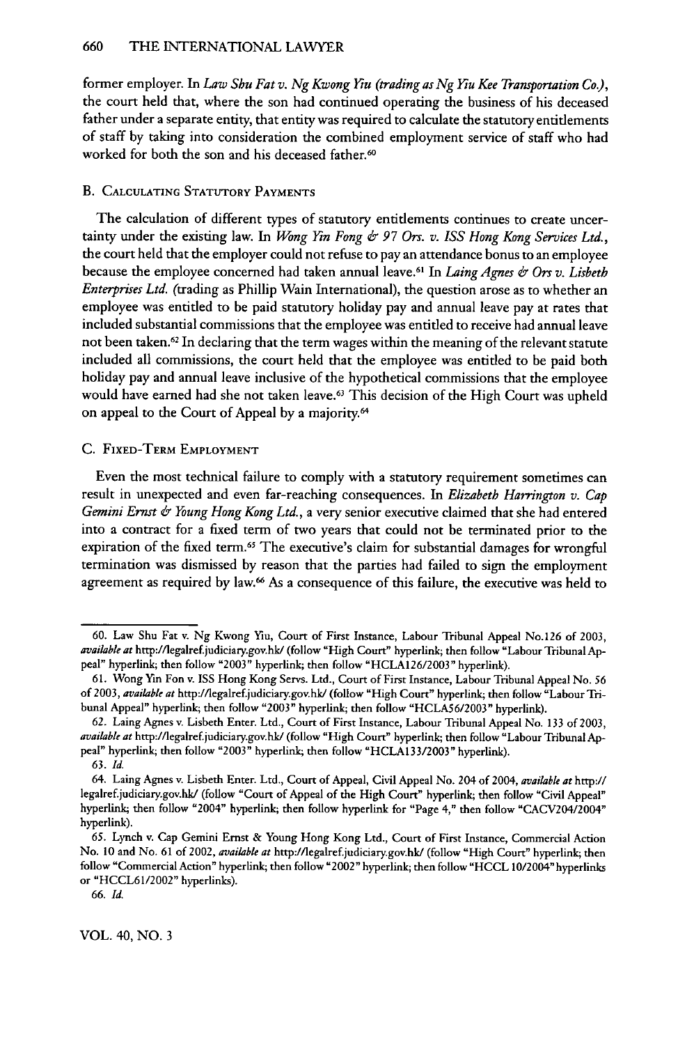former employer. In *Law Shu Fat v. Ng Kwong Yiu (trading as Ng Yiu Kee Transportation Co.)*, the court held that, where the son had continued operating the business of his deceased father under a separate entity, that entity was required to calculate the statutory entitlements of staff by taking into consideration the combined employment service of staff who had worked for both the son and his deceased father.[60]

### B. Calculating Statutory Payments

The calculation of different types of statutory entitlements continues to create uncertainty under the existing law. In *Wong Yin Fong & 97 Ors. v. ISS Hong Kong Services Ltd.*, the court held that the employer could not refuse to pay an attendance bonus to an employee because the employee concerned had taken annual leave.[61] In *Laing Agnes & Ors v. Lisbeth Enterprises Ltd.* (trading as Phillip Wain International), the question arose as to whether an employee was entitled to be paid statutory holiday pay and annual leave pay at rates that included substantial commissions that the employee was entitled to receive had annual leave not been taken.[62] In declaring that the term wages within the meaning of the relevant statute included all commissions, the court held that the employee was entitled to be paid both holiday pay and annual leave inclusive of the hypothetical commissions that the employee would have earned had she not taken leave.[63] This decision of the High Court was upheld on appeal to the Court of Appeal by a majority.[64]

### C. Fixed-Term Employment

Even the most technical failure to comply with a statutory requirement sometimes can result in unexpected and even far-reaching consequences. In *Elizabeth Harrington v. Cap Gemini Ernst & Young Hong Kong Ltd.*, a very senior executive claimed that she had entered into a contract for a fixed term of two years that could not be terminated prior to the expiration of the fixed term.[65] The executive's claim for substantial damages for wrongful termination was dismissed by reason that the parties had failed to sign the employment agreement as required by law.[66] As a consequence of this failure, the executive was held to

---

60. Law Shu Fat v. Ng Kwong Yiu, Court of First Instance, Labour Tribunal Appeal No.126 of 2003, *available at* http://legalref.judiciary.gov.hk/ (follow "High Court" hyperlink; then follow "Labour Tribunal Appeal" hyperlink; then follow "2003" hyperlink; then follow "HCLA126/2003" hyperlink).

61. Wong Yin Fon v. ISS Hong Kong Servs. Ltd., Court of First Instance, Labour Tribunal Appeal No. 56 of 2003, *available at* http://legalref.judiciary.gov.hk/ (follow "High Court" hyperlink; then follow "Labour Tribunal Appeal" hyperlink; then follow "2003" hyperlink; then follow "HCLA56/2003" hyperlink).

62. Laing Agnes v. Lisbeth Enter. Ltd., Court of First Instance, Labour Tribunal Appeal No. 133 of 2003, *available at* http://legalref.judiciary.gov.hk/ (follow "High Court" hyperlink; then follow "Labour Tribunal Appeal" hyperlink; then follow "2003" hyperlink; then follow "HCLA133/2003" hyperlink).

63. *Id.*

64. Laing Agnes v. Lisbeth Enter. Ltd., Court of Appeal, Civil Appeal No. 204 of 2004, *available at* http://legalref.judiciary.gov.hk/ (follow "Court of Appeal of the High Court" hyperlink; then follow "Civil Appeal" hyperlink; then follow "2004" hyperlink; then follow hyperlink for "Page 4," then follow "CACV204/2004" hyperlink).

65. Lynch v. Cap Gemini Ernst & Young Hong Kong Ltd., Court of First Instance, Commercial Action No. 10 and No. 61 of 2002, *available at* http://legalref.judiciary.gov.hk/ (follow "High Court" hyperlink; then follow "Commercial Action" hyperlink; then follow "2002" hyperlink; then follow "HCCL 10/2004" hyperlinks or "HCCL61/2002" hyperlinks).

66. *Id.*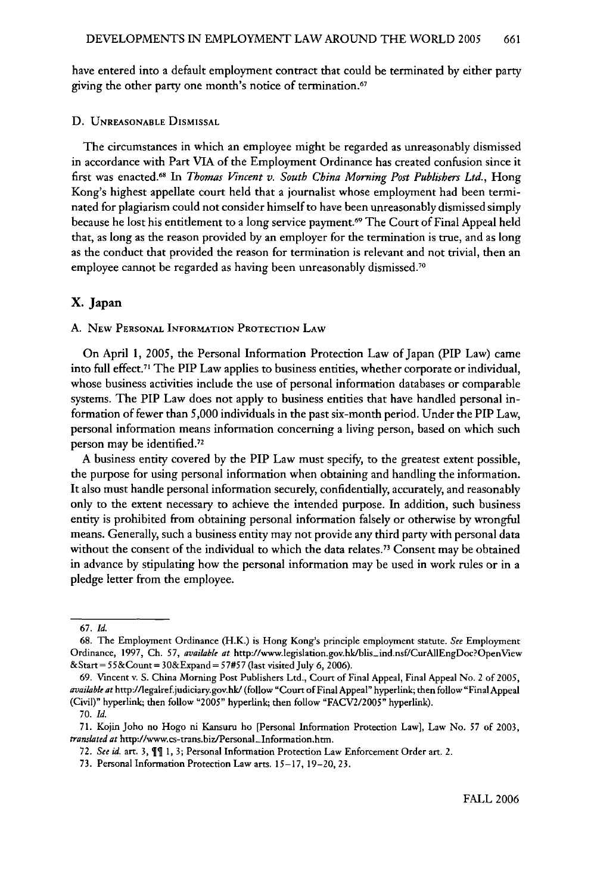have entered into a default employment contract that could be terminated by either party giving the other party one month's notice of termination.[67]

### D. Unreasonable Dismissal

The circumstances in which an employee might be regarded as unreasonably dismissed in accordance with Part VIA of the Employment Ordinance has created confusion since it first was enacted.[68] In *Thomas Vincent v. South China Morning Post Publishers Ltd.*, Hong Kong's highest appellate court held that a journalist whose employment had been terminated for plagiarism could not consider himself to have been unreasonably dismissed simply because he lost his entitlement to a long service payment.[69] The Court of Final Appeal held that, as long as the reason provided by an employer for the termination is true, and as long as the conduct that provided the reason for termination is relevant and not trivial, then an employee cannot be regarded as having been unreasonably dismissed.[70]

## X. Japan

### A. New Personal Information Protection Law

On April 1, 2005, the Personal Information Protection Law of Japan (PIP Law) came into full effect.[71] The PIP Law applies to business entities, whether corporate or individual, whose business activities include the use of personal information databases or comparable systems. The PIP Law does not apply to business entities that have handled personal information of fewer than 5,000 individuals in the past six-month period. Under the PIP Law, personal information means information concerning a living person, based on which such person may be identified.[72]

A business entity covered by the PIP Law must specify, to the greatest extent possible, the purpose for using personal information when obtaining and handling the information. It also must handle personal information securely, confidentially, accurately, and reasonably only to the extent necessary to achieve the intended purpose. In addition, such business entity is prohibited from obtaining personal information falsely or otherwise by wrongful means. Generally, such a business entity may not provide any third party with personal data without the consent of the individual to which the data relates.[73] Consent may be obtained in advance by stipulating how the personal information may be used in work rules or in a pledge letter from the employee.

---

67. *Id.*

68. The Employment Ordinance (H.K.) is Hong Kong's principle employment statute. *See* Employment Ordinance, 1997, Ch. 57, *available at* http://www.legislation.gov.hk/blis_ind.nsf/CurAllEngDoc?OpenView&Start=55&Count=30&Expand=57#57 (last visited July 6, 2006).

69. Vincent v. S. China Morning Post Publishers Ltd., Court of Final Appeal, Final Appeal No. 2 of 2005, *available at* http://legalref.judiciary.gov.hk/ (follow "Court of Final Appeal" hyperlink; then follow "Final Appeal (Civil)" hyperlink; then follow "2005" hyperlink; then follow "FACV2/2005" hyperlink).

70. *Id.*

71. Kojin Joho no Hogo ni Kansuru ho [Personal Information Protection Law], Law No. 57 of 2003, *translated at* http://www.cs-trans.biz/Personal_Information.htm.

72. *See id.* art. 3, ¶¶ 1, 3; Personal Information Protection Law Enforcement Order art. 2.

73. Personal Information Protection Law arts. 15–17, 19–20, 23.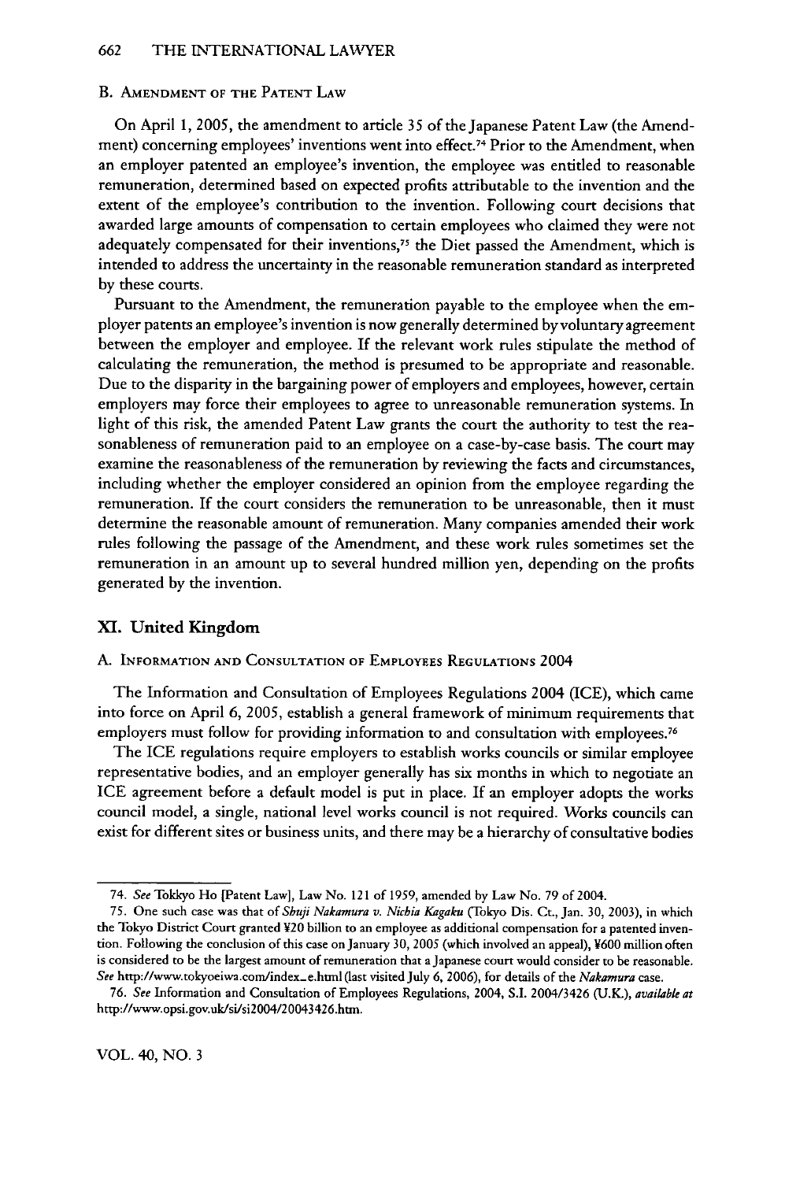### B. Amendment of the Patent Law

On April 1, 2005, the amendment to article 35 of the Japanese Patent Law (the Amendment) concerning employees' inventions went into effect.[74] Prior to the Amendment, when an employer patented an employee's invention, the employee was entitled to reasonable remuneration, determined based on expected profits attributable to the invention and the extent of the employee's contribution to the invention. Following court decisions that awarded large amounts of compensation to certain employees who claimed they were not adequately compensated for their inventions,[75] the Diet passed the Amendment, which is intended to address the uncertainty in the reasonable remuneration standard as interpreted by these courts.

Pursuant to the Amendment, the remuneration payable to the employee when the employer patents an employee's invention is now generally determined by voluntary agreement between the employer and employee. If the relevant work rules stipulate the method of calculating the remuneration, the method is presumed to be appropriate and reasonable. Due to the disparity in the bargaining power of employers and employees, however, certain employers may force their employees to agree to unreasonable remuneration systems. In light of this risk, the amended Patent Law grants the court the authority to test the reasonableness of remuneration paid to an employee on a case-by-case basis. The court may examine the reasonableness of the remuneration by reviewing the facts and circumstances, including whether the employer considered an opinion from the employee regarding the remuneration. If the court considers the remuneration to be unreasonable, then it must determine the reasonable amount of remuneration. Many companies amended their work rules following the passage of the Amendment, and these work rules sometimes set the remuneration in an amount up to several hundred million yen, depending on the profits generated by the invention.

## XI. United Kingdom

### A. Information and Consultation of Employees Regulations 2004

The Information and Consultation of Employees Regulations 2004 (ICE), which came into force on April 6, 2005, establish a general framework of minimum requirements that employers must follow for providing information to and consultation with employees.[76]

The ICE regulations require employers to establish works councils or similar employee representative bodies, and an employer generally has six months in which to negotiate an ICE agreement before a default model is put in place. If an employer adopts the works council model, a single, national level works council is not required. Works councils can exist for different sites or business units, and there may be a hierarchy of consultative bodies

---

74. *See* Tokkyo Ho [Patent Law], Law No. 121 of 1959, amended by Law No. 79 of 2004.

75. One such case was that of *Shuji Nakamura v. Nichia Kagaku* (Tokyo Dis. Ct., Jan. 30, 2003), in which the Tokyo District Court granted ¥20 billion to an employee as additional compensation for a patented invention. Following the conclusion of this case on January 30, 2005 (which involved an appeal), ¥600 million often is considered to be the largest amount of remuneration that a Japanese court would consider to be reasonable. *See* http://www.tokyoeiwa.com/index_e.html (last visited July 6, 2006), for details of the *Nakamura* case.

76. *See* Information and Consultation of Employees Regulations, 2004, S.I. 2004/3426 (U.K.), *available at* http://www.opsi.gov.uk/si/si2004/20043426.htm.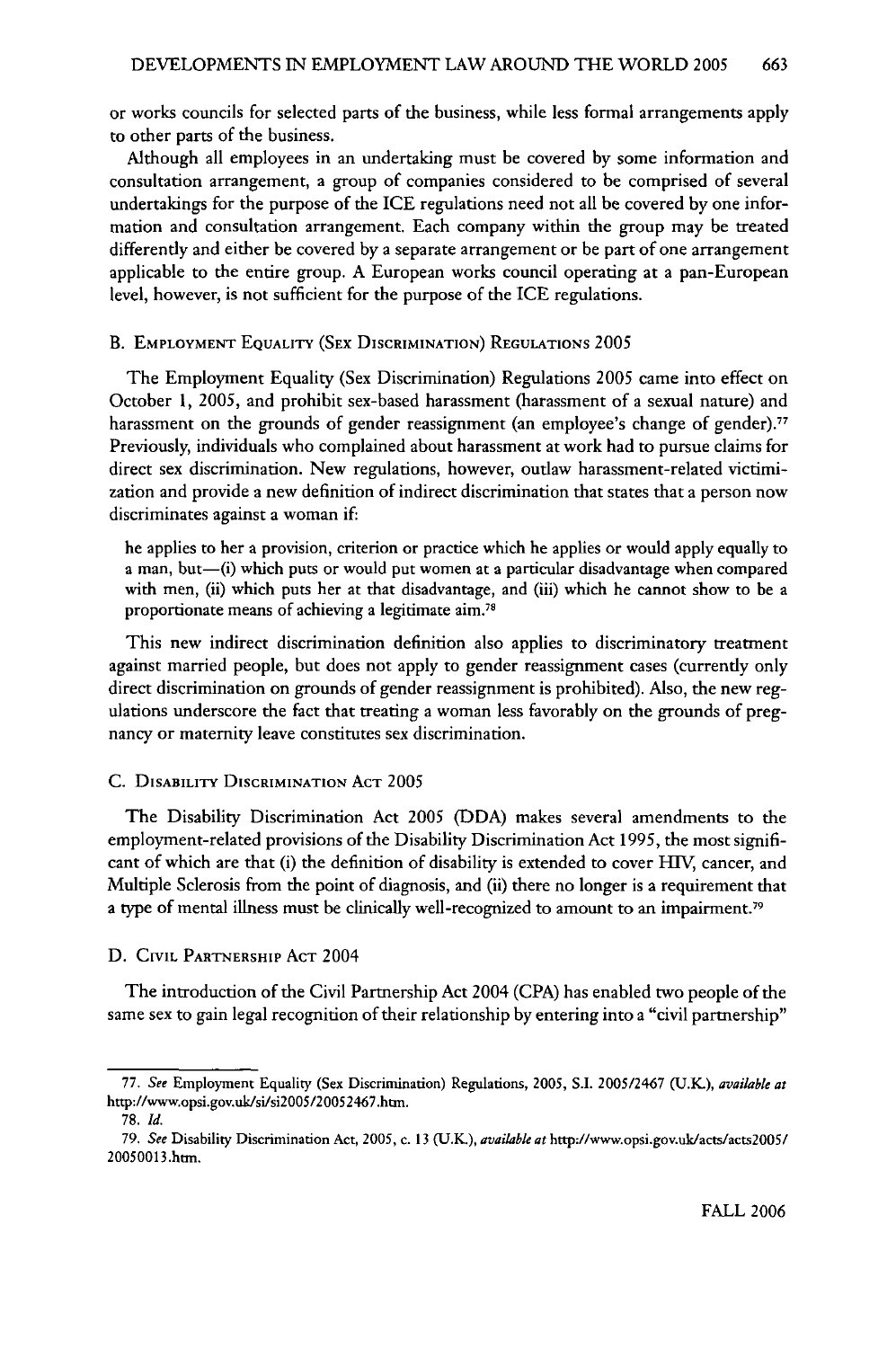or works councils for selected parts of the business, while less formal arrangements apply to other parts of the business.

Although all employees in an undertaking must be covered by some information and consultation arrangement, a group of companies considered to be comprised of several undertakings for the purpose of the ICE regulations need not all be covered by one information and consultation arrangement. Each company within the group may be treated differently and either be covered by a separate arrangement or be part of one arrangement applicable to the entire group. A European works council operating at a pan-European level, however, is not sufficient for the purpose of the ICE regulations.

### B. Employment Equality (Sex Discrimination) Regulations 2005

The Employment Equality (Sex Discrimination) Regulations 2005 came into effect on October 1, 2005, and prohibit sex-based harassment (harassment of a sexual nature) and harassment on the grounds of gender reassignment (an employee's change of gender).[77] Previously, individuals who complained about harassment at work had to pursue claims for direct sex discrimination. New regulations, however, outlaw harassment-related victimization and provide a new definition of indirect discrimination that states that a person now discriminates against a woman if:

> he applies to her a provision, criterion or practice which he applies or would apply equally to a man, but—(i) which puts or would put women at a particular disadvantage when compared with men, (ii) which puts her at that disadvantage, and (iii) which he cannot show to be a proportionate means of achieving a legitimate aim.[78]

This new indirect discrimination definition also applies to discriminatory treatment against married people, but does not apply to gender reassignment cases (currently only direct discrimination on grounds of gender reassignment is prohibited). Also, the new regulations underscore the fact that treating a woman less favorably on the grounds of pregnancy or maternity leave constitutes sex discrimination.

### C. Disability Discrimination Act 2005

The Disability Discrimination Act 2005 (DDA) makes several amendments to the employment-related provisions of the Disability Discrimination Act 1995, the most significant of which are that (i) the definition of disability is extended to cover HIV, cancer, and Multiple Sclerosis from the point of diagnosis, and (ii) there no longer is a requirement that a type of mental illness must be clinically well-recognized to amount to an impairment.[79]

### D. Civil Partnership Act 2004

The introduction of the Civil Partnership Act 2004 (CPA) has enabled two people of the same sex to gain legal recognition of their relationship by entering into a "civil partnership"

---

77. *See* Employment Equality (Sex Discrimination) Regulations, 2005, S.I. 2005/2467 (U.K.), *available at* http://www.opsi.gov.uk/si/si2005/20052467.htm.

78. *Id.*

79. *See* Disability Discrimination Act, 2005, c. 13 (U.K.), *available at* http://www.opsi.gov.uk/acts/acts2005/20050013.htm.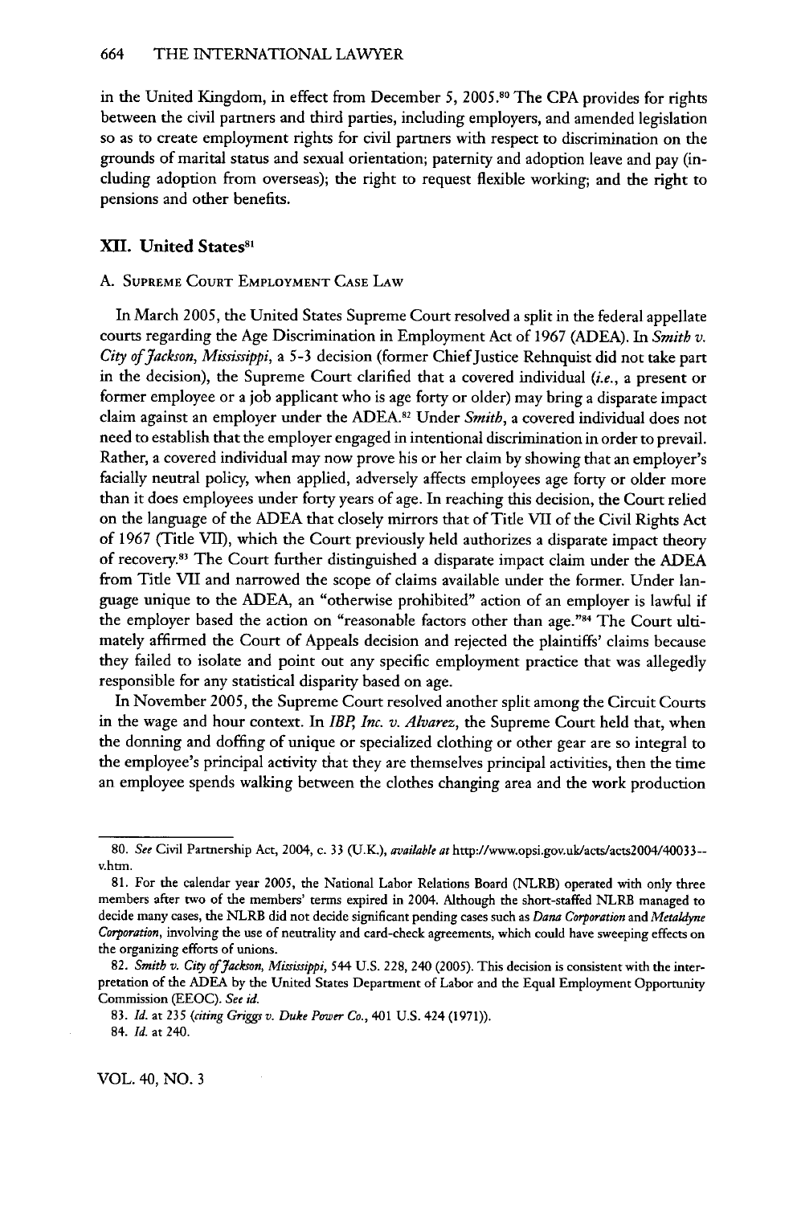in the United Kingdom, in effect from December 5, 2005.[80] The CPA provides for rights between the civil partners and third parties, including employers, and amended legislation so as to create employment rights for civil partners with respect to discrimination on the grounds of marital status and sexual orientation; paternity and adoption leave and pay (including adoption from overseas); the right to request flexible working; and the right to pensions and other benefits.

## XII. United States[81]

### A. Supreme Court Employment Case Law

In March 2005, the United States Supreme Court resolved a split in the federal appellate courts regarding the Age Discrimination in Employment Act of 1967 (ADEA). In *Smith v. City of Jackson, Mississippi*, a 5-3 decision (former Chief Justice Rehnquist did not take part in the decision), the Supreme Court clarified that a covered individual (*i.e.*, a present or former employee or a job applicant who is age forty or older) may bring a disparate impact claim against an employer under the ADEA.[82] Under *Smith*, a covered individual does not need to establish that the employer engaged in intentional discrimination in order to prevail. Rather, a covered individual may now prove his or her claim by showing that an employer's facially neutral policy, when applied, adversely affects employees age forty or older more than it does employees under forty years of age. In reaching this decision, the Court relied on the language of the ADEA that closely mirrors that of Title VII of the Civil Rights Act of 1967 (Title VII), which the Court previously held authorizes a disparate impact theory of recovery.[83] The Court further distinguished a disparate impact claim under the ADEA from Title VII and narrowed the scope of claims available under the former. Under language unique to the ADEA, an "otherwise prohibited" action of an employer is lawful if the employer based the action on "reasonable factors other than age."[84] The Court ultimately affirmed the Court of Appeals decision and rejected the plaintiffs' claims because they failed to isolate and point out any specific employment practice that was allegedly responsible for any statistical disparity based on age.

In November 2005, the Supreme Court resolved another split among the Circuit Courts in the wage and hour context. In *IBP, Inc. v. Alvarez*, the Supreme Court held that, when the donning and doffing of unique or specialized clothing or other gear are so integral to the employee's principal activity that they are themselves principal activities, then the time an employee spends walking between the clothes changing area and the work production

---

80. *See* Civil Partnership Act, 2004, c. 33 (U.K.), *available at* http://www.opsi.gov.uk/acts/acts2004/40033--v.htm.

81. For the calendar year 2005, the National Labor Relations Board (NLRB) operated with only three members after two of the members' terms expired in 2004. Although the short-staffed NLRB managed to decide many cases, the NLRB did not decide significant pending cases such as *Dana Corporation* and *Metaldyne Corporation*, involving the use of neutrality and card-check agreements, which could have sweeping effects on the organizing efforts of unions.

82. *Smith v. City of Jackson, Mississippi*, 544 U.S. 228, 240 (2005). This decision is consistent with the interpretation of the ADEA by the United States Department of Labor and the Equal Employment Opportunity Commission (EEOC). *See id.*

83. *Id.* at 235 (*citing Griggs v. Duke Power Co.*, 401 U.S. 424 (1971)).

84. *Id.* at 240.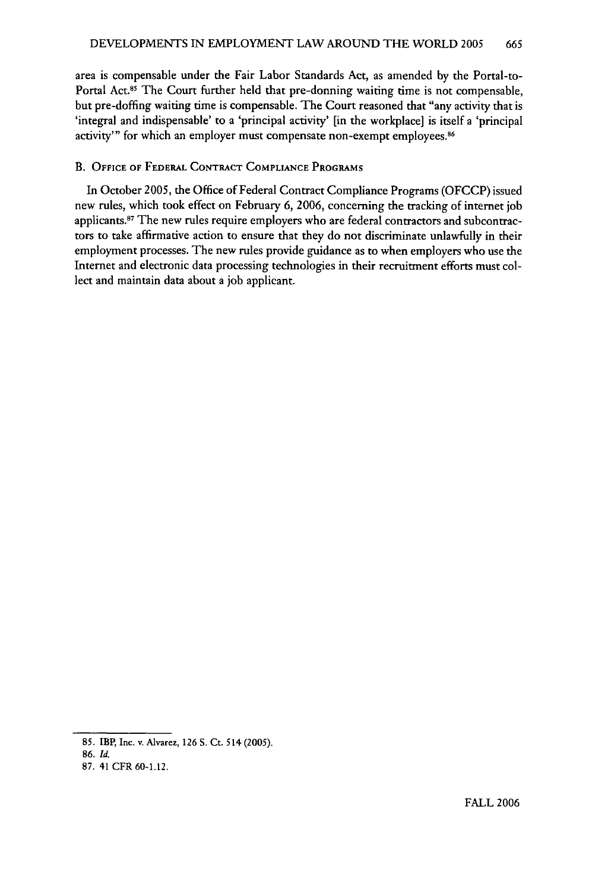area is compensable under the Fair Labor Standards Act, as amended by the Portal-to-Portal Act.[85] The Court further held that pre-donning waiting time is not compensable, but pre-doffing waiting time is compensable. The Court reasoned that "any activity that is 'integral and indispensable' to a 'principal activity' [in the workplace] is itself a 'principal activity'" for which an employer must compensate non-exempt employees.[86]

### B. Office of Federal Contract Compliance Programs

In October 2005, the Office of Federal Contract Compliance Programs (OFCCP) issued new rules, which took effect on February 6, 2006, concerning the tracking of internet job applicants.[87] The new rules require employers who are federal contractors and subcontractors to take affirmative action to ensure that they do not discriminate unlawfully in their employment processes. The new rules provide guidance as to when employers who use the Internet and electronic data processing technologies in their recruitment efforts must collect and maintain data about a job applicant.

---

85. IBP, Inc. v. Alvarez, 126 S. Ct. 514 (2005).

86. *Id.*

87. 41 CFR 60-1.12.